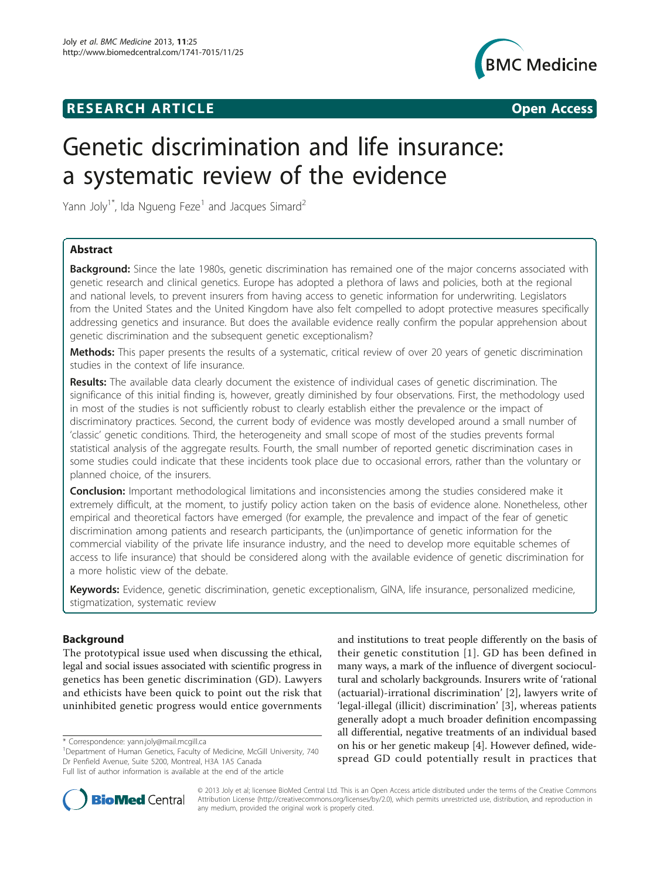**RESEARCH ARTICLE** **Open Access**

# Genetic discrimination and life insurance: a systematic review of the evidence

Yann Joly[1*], Ida Ngueng Feze[1] and Jacques Simard[2]

## Abstract

**Background:** Since the late 1980s, genetic discrimination has remained one of the major concerns associated with genetic research and clinical genetics. Europe has adopted a plethora of laws and policies, both at the regional and national levels, to prevent insurers from having access to genetic information for underwriting. Legislators from the United States and the United Kingdom have also felt compelled to adopt protective measures specifically addressing genetics and insurance. But does the available evidence really confirm the popular apprehension about genetic discrimination and the subsequent genetic exceptionalism?

**Methods:** This paper presents the results of a systematic, critical review of over 20 years of genetic discrimination studies in the context of life insurance.

**Results:** The available data clearly document the existence of individual cases of genetic discrimination. The significance of this initial finding is, however, greatly diminished by four observations. First, the methodology used in most of the studies is not sufficiently robust to clearly establish either the prevalence or the impact of discriminatory practices. Second, the current body of evidence was mostly developed around a small number of 'classic' genetic conditions. Third, the heterogeneity and small scope of most of the studies prevents formal statistical analysis of the aggregate results. Fourth, the small number of reported genetic discrimination cases in some studies could indicate that these incidents took place due to occasional errors, rather than the voluntary or planned choice, of the insurers.

**Conclusion:** Important methodological limitations and inconsistencies among the studies considered make it extremely difficult, at the moment, to justify policy action taken on the basis of evidence alone. Nonetheless, other empirical and theoretical factors have emerged (for example, the prevalence and impact of the fear of genetic discrimination among patients and research participants, the (un)importance of genetic information for the commercial viability of the private life insurance industry, and the need to develop more equitable schemes of access to life insurance) that should be considered along with the available evidence of genetic discrimination for a more holistic view of the debate.

**Keywords:** Evidence, genetic discrimination, genetic exceptionalism, GINA, life insurance, personalized medicine, stigmatization, systematic review

## Background

The prototypical issue used when discussing the ethical, legal and social issues associated with scientific progress in genetics has been genetic discrimination (GD). Lawyers and ethicists have been quick to point out the risk that uninhibited genetic progress would entice governments and institutions to treat people differently on the basis of their genetic constitution [1]. GD has been defined in many ways, a mark of the influence of divergent sociocultural and scholarly backgrounds. Insurers write of 'rational (actuarial)-irrational discrimination' [2], lawyers write of 'legal-illegal (illicit) discrimination' [3], whereas patients generally adopt a much broader definition encompassing all differential, negative treatments of an individual based on his or her genetic makeup [4]. However defined, widespread GD could potentially result in practices that

\* Correspondence: yann.joly@mail.mcgill.ca
[1]Department of Human Genetics, Faculty of Medicine, McGill University, 740 Dr Penfield Avenue, Suite 5200, Montreal, H3A 1A5 Canada
Full list of author information is available at the end of the article

© 2013 Joly et al; licensee BioMed Central Ltd. This is an Open Access article distributed under the terms of the Creative Commons Attribution License (http://creativecommons.org/licenses/by/2.0), which permits unrestricted use, distribution, and reproduction in any medium, provided the original work is properly cited.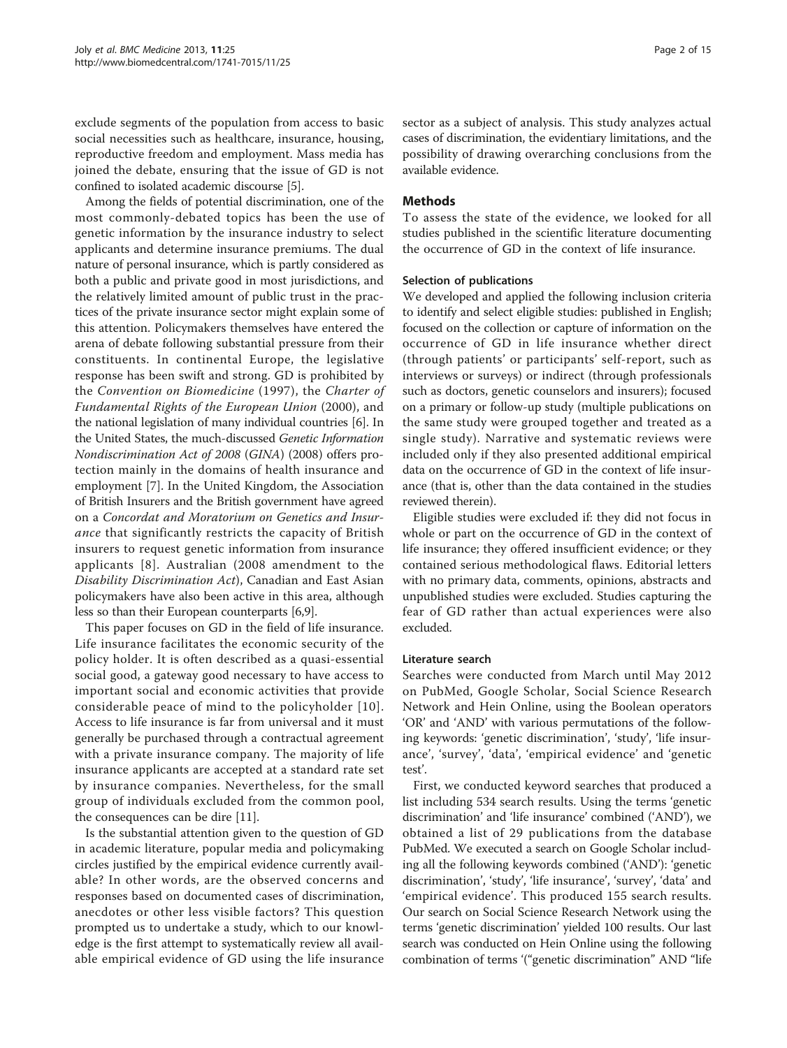exclude segments of the population from access to basic social necessities such as healthcare, insurance, housing, reproductive freedom and employment. Mass media has joined the debate, ensuring that the issue of GD is not confined to isolated academic discourse [5].

Among the fields of potential discrimination, one of the most commonly-debated topics has been the use of genetic information by the insurance industry to select applicants and determine insurance premiums. The dual nature of personal insurance, which is partly considered as both a public and private good in most jurisdictions, and the relatively limited amount of public trust in the practices of the private insurance sector might explain some of this attention. Policymakers themselves have entered the arena of debate following substantial pressure from their constituents. In continental Europe, the legislative response has been swift and strong. GD is prohibited by the *Convention on Biomedicine* (1997), the *Charter of Fundamental Rights of the European Union* (2000), and the national legislation of many individual countries [6]. In the United States, the much-discussed *Genetic Information Nondiscrimination Act of 2008* (*GINA*) (2008) offers protection mainly in the domains of health insurance and employment [7]. In the United Kingdom, the Association of British Insurers and the British government have agreed on a *Concordat and Moratorium on Genetics and Insurance* that significantly restricts the capacity of British insurers to request genetic information from insurance applicants [8]. Australian (2008 amendment to the *Disability Discrimination Act*), Canadian and East Asian policymakers have also been active in this area, although less so than their European counterparts [6,9].

This paper focuses on GD in the field of life insurance. Life insurance facilitates the economic security of the policy holder. It is often described as a quasi-essential social good, a gateway good necessary to have access to important social and economic activities that provide considerable peace of mind to the policyholder [10]. Access to life insurance is far from universal and it must generally be purchased through a contractual agreement with a private insurance company. The majority of life insurance applicants are accepted at a standard rate set by insurance companies. Nevertheless, for the small group of individuals excluded from the common pool, the consequences can be dire [11].

Is the substantial attention given to the question of GD in academic literature, popular media and policymaking circles justified by the empirical evidence currently available? In other words, are the observed concerns and responses based on documented cases of discrimination, anecdotes or other less visible factors? This question prompted us to undertake a study, which to our knowledge is the first attempt to systematically review all available empirical evidence of GD using the life insurance sector as a subject of analysis. This study analyzes actual cases of discrimination, the evidentiary limitations, and the possibility of drawing overarching conclusions from the available evidence.

## Methods

To assess the state of the evidence, we looked for all studies published in the scientific literature documenting the occurrence of GD in the context of life insurance.

### Selection of publications

We developed and applied the following inclusion criteria to identify and select eligible studies: published in English; focused on the collection or capture of information on the occurrence of GD in life insurance whether direct (through patients' or participants' self-report, such as interviews or surveys) or indirect (through professionals such as doctors, genetic counselors and insurers); focused on a primary or follow-up study (multiple publications on the same study were grouped together and treated as a single study). Narrative and systematic reviews were included only if they also presented additional empirical data on the occurrence of GD in the context of life insurance (that is, other than the data contained in the studies reviewed therein).

Eligible studies were excluded if: they did not focus in whole or part on the occurrence of GD in the context of life insurance; they offered insufficient evidence; or they contained serious methodological flaws. Editorial letters with no primary data, comments, opinions, abstracts and unpublished studies were excluded. Studies capturing the fear of GD rather than actual experiences were also excluded.

### Literature search

Searches were conducted from March until May 2012 on PubMed, Google Scholar, Social Science Research Network and Hein Online, using the Boolean operators 'OR' and 'AND' with various permutations of the following keywords: 'genetic discrimination', 'study', 'life insurance', 'survey', 'data', 'empirical evidence' and 'genetic test'.

First, we conducted keyword searches that produced a list including 534 search results. Using the terms 'genetic discrimination' and 'life insurance' combined ('AND'), we obtained a list of 29 publications from the database PubMed. We executed a search on Google Scholar including all the following keywords combined ('AND'): 'genetic discrimination', 'study', 'life insurance', 'survey', 'data' and 'empirical evidence'. This produced 155 search results. Our search on Social Science Research Network using the terms 'genetic discrimination' yielded 100 results. Our last search was conducted on Hein Online using the following combination of terms '("genetic discrimination" AND "life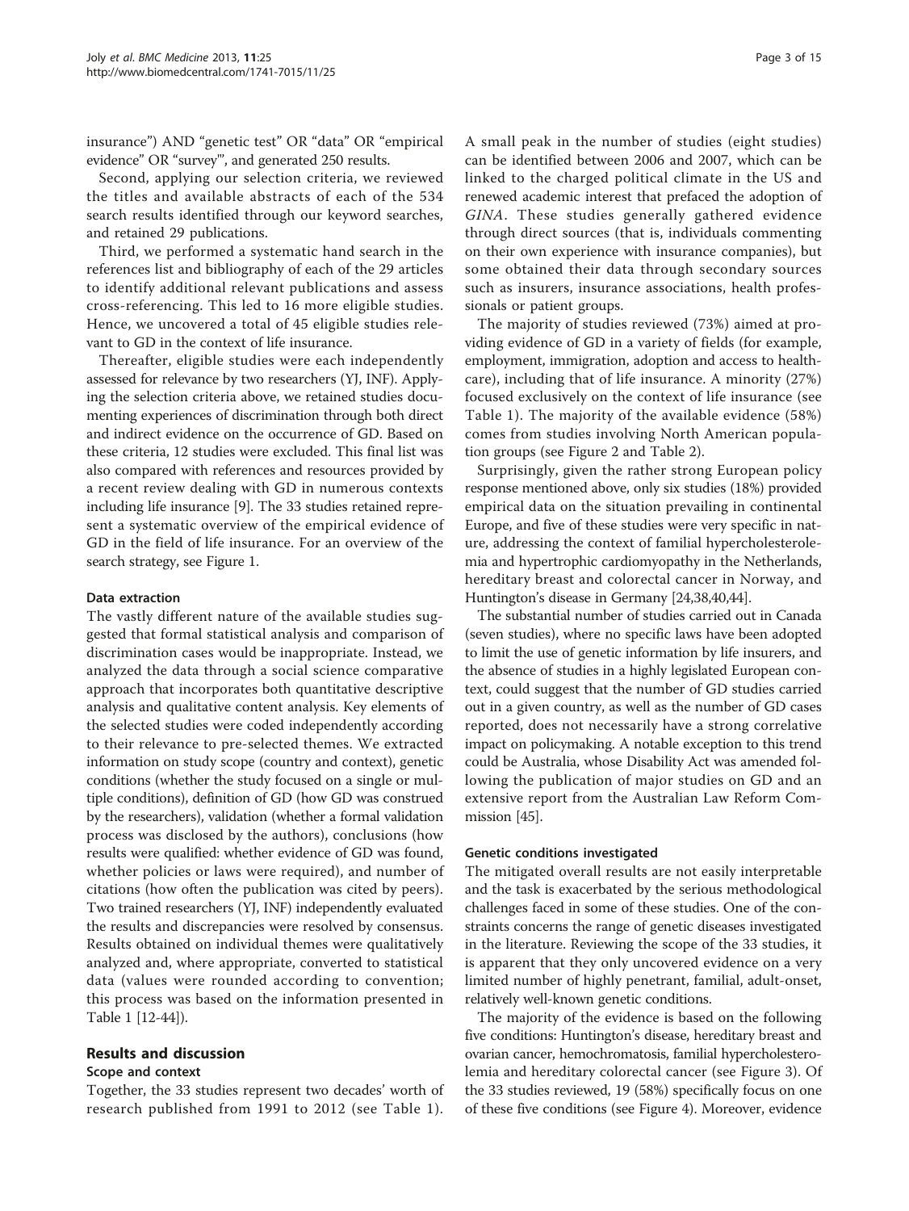insurance") AND "genetic test" OR "data" OR "empirical evidence" OR "survey"', and generated 250 results.

Second, applying our selection criteria, we reviewed the titles and available abstracts of each of the 534 search results identified through our keyword searches, and retained 29 publications.

Third, we performed a systematic hand search in the references list and bibliography of each of the 29 articles to identify additional relevant publications and assess cross-referencing. This led to 16 more eligible studies. Hence, we uncovered a total of 45 eligible studies relevant to GD in the context of life insurance.

Thereafter, eligible studies were each independently assessed for relevance by two researchers (YJ, INF). Applying the selection criteria above, we retained studies documenting experiences of discrimination through both direct and indirect evidence on the occurrence of GD. Based on these criteria, 12 studies were excluded. This final list was also compared with references and resources provided by a recent review dealing with GD in numerous contexts including life insurance [9]. The 33 studies retained represent a systematic overview of the empirical evidence of GD in the field of life insurance. For an overview of the search strategy, see Figure 1.

### Data extraction

The vastly different nature of the available studies suggested that formal statistical analysis and comparison of discrimination cases would be inappropriate. Instead, we analyzed the data through a social science comparative approach that incorporates both quantitative descriptive analysis and qualitative content analysis. Key elements of the selected studies were coded independently according to their relevance to pre-selected themes. We extracted information on study scope (country and context), genetic conditions (whether the study focused on a single or multiple conditions), definition of GD (how GD was construed by the researchers), validation (whether a formal validation process was disclosed by the authors), conclusions (how results were qualified: whether evidence of GD was found, whether policies or laws were required), and number of citations (how often the publication was cited by peers). Two trained researchers (YJ, INF) independently evaluated the results and discrepancies were resolved by consensus. Results obtained on individual themes were qualitatively analyzed and, where appropriate, converted to statistical data (values were rounded according to convention; this process was based on the information presented in Table 1 [12-44]).

## Results and discussion

### Scope and context

Together, the 33 studies represent two decades' worth of research published from 1991 to 2012 (see Table 1). A small peak in the number of studies (eight studies) can be identified between 2006 and 2007, which can be linked to the charged political climate in the US and renewed academic interest that prefaced the adoption of *GINA*. These studies generally gathered evidence through direct sources (that is, individuals commenting on their own experience with insurance companies), but some obtained their data through secondary sources such as insurers, insurance associations, health professionals or patient groups.

The majority of studies reviewed (73%) aimed at providing evidence of GD in a variety of fields (for example, employment, immigration, adoption and access to healthcare), including that of life insurance. A minority (27%) focused exclusively on the context of life insurance (see Table 1). The majority of the available evidence (58%) comes from studies involving North American population groups (see Figure 2 and Table 2).

Surprisingly, given the rather strong European policy response mentioned above, only six studies (18%) provided empirical data on the situation prevailing in continental Europe, and five of these studies were very specific in nature, addressing the context of familial hypercholesterolemia and hypertrophic cardiomyopathy in the Netherlands, hereditary breast and colorectal cancer in Norway, and Huntington's disease in Germany [24,38,40,44].

The substantial number of studies carried out in Canada (seven studies), where no specific laws have been adopted to limit the use of genetic information by life insurers, and the absence of studies in a highly legislated European context, could suggest that the number of GD studies carried out in a given country, as well as the number of GD cases reported, does not necessarily have a strong correlative impact on policymaking. A notable exception to this trend could be Australia, whose Disability Act was amended following the publication of major studies on GD and an extensive report from the Australian Law Reform Commission [45].

### Genetic conditions investigated

The mitigated overall results are not easily interpretable and the task is exacerbated by the serious methodological challenges faced in some of these studies. One of the constraints concerns the range of genetic diseases investigated in the literature. Reviewing the scope of the 33 studies, it is apparent that they only uncovered evidence on a very limited number of highly penetrant, familial, adult-onset, relatively well-known genetic conditions.

The majority of the evidence is based on the following five conditions: Huntington's disease, hereditary breast and ovarian cancer, hemochromatosis, familial hypercholesterolemia and hereditary colorectal cancer (see Figure 3). Of the 33 studies reviewed, 19 (58%) specifically focus on one of these five conditions (see Figure 4). Moreover, evidence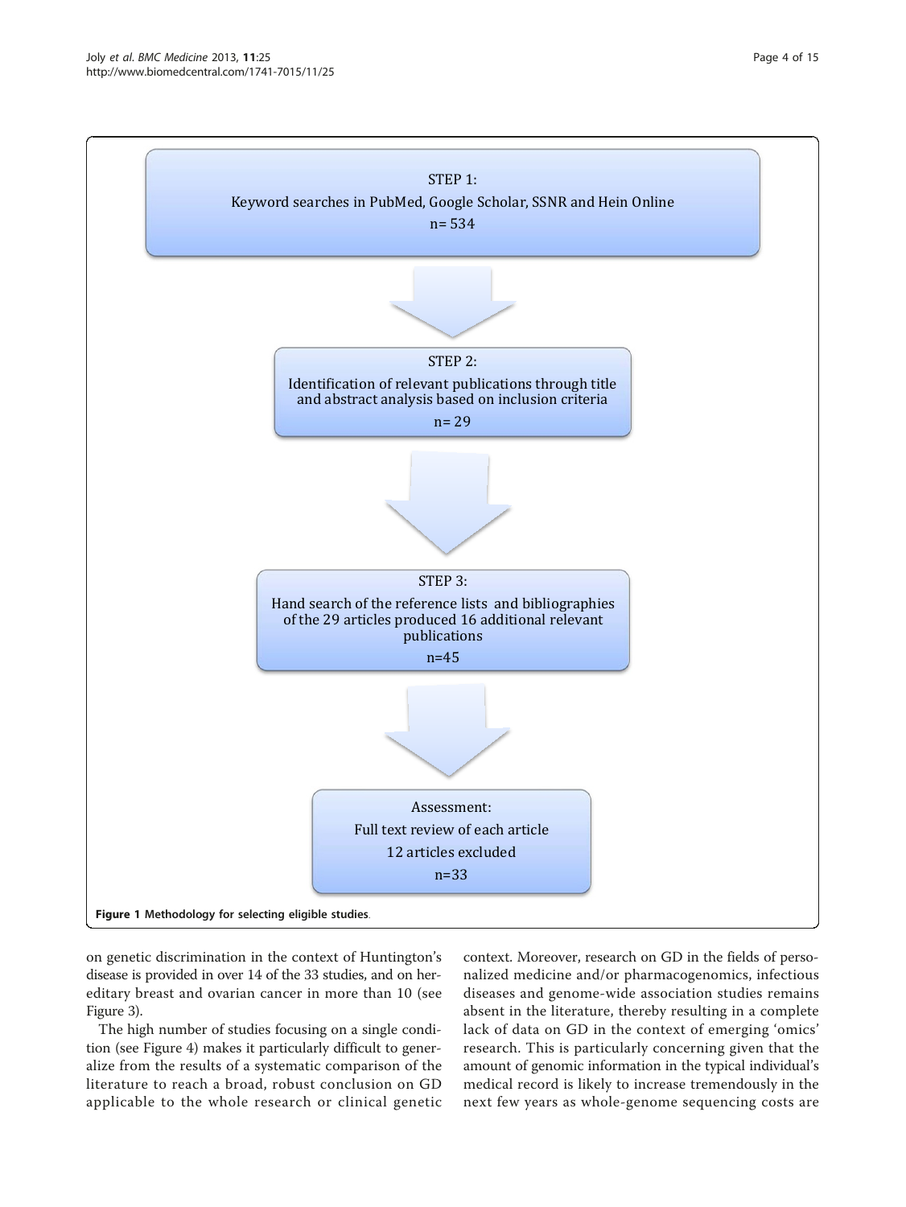STEP 1:
Keyword searches in PubMed, Google Scholar, SSNR and Hein Online
n= 534

STEP 2:
Identification of relevant publications through title and abstract analysis based on inclusion criteria
n= 29

STEP 3:
Hand search of the reference lists and bibliographies of the 29 articles produced 16 additional relevant publications
n=45

Assessment:
Full text review of each article
12 articles excluded
n=33

**Figure 1 Methodology for selecting eligible studies**.

on genetic discrimination in the context of Huntington's disease is provided in over 14 of the 33 studies, and on hereditary breast and ovarian cancer in more than 10 (see Figure 3).

The high number of studies focusing on a single condition (see Figure 4) makes it particularly difficult to generalize from the results of a systematic comparison of the literature to reach a broad, robust conclusion on GD applicable to the whole research or clinical genetic context. Moreover, research on GD in the fields of personalized medicine and/or pharmacogenomics, infectious diseases and genome-wide association studies remains absent in the literature, thereby resulting in a complete lack of data on GD in the context of emerging 'omics' research. This is particularly concerning given that the amount of genomic information in the typical individual's medical record is likely to increase tremendously in the next few years as whole-genome sequencing costs are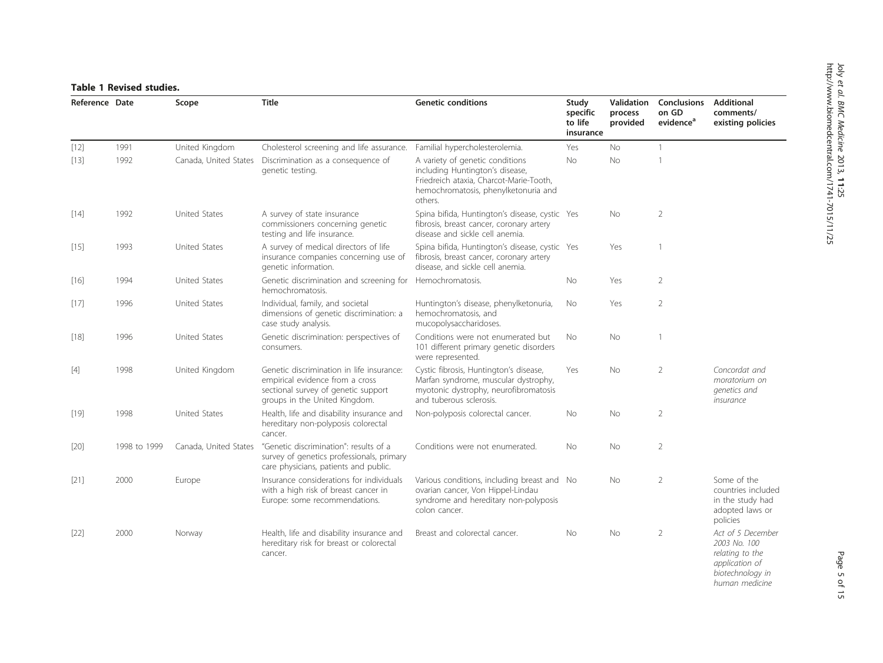**Table 1 Revised studies.**

| Reference | Date | Scope | Title | Genetic conditions | Study specific to life insurance | Validation process provided | Conclusions on GD evidence[a] | Additional comments/ existing policies |
|---|---|---|---|---|---|---|---|---|
| [12] | 1991 | United Kingdom | Cholesterol screening and life assurance. | Familial hypercholesterolemia. | Yes | No | 1 | |
| [13] | 1992 | Canada, United States | Discrimination as a consequence of genetic testing. | A variety of genetic conditions including Huntington's disease, Friedreich ataxia, Charcot-Marie-Tooth, hemochromatosis, phenylketonuria and others. | No | No | 1 | |
| [14] | 1992 | United States | A survey of state insurance commissioners concerning genetic testing and life insurance. | Spina bifida, Huntington's disease, cystic fibrosis, breast cancer, coronary artery disease and sickle cell anemia. | Yes | No | 2 | |
| [15] | 1993 | United States | A survey of medical directors of life insurance companies concerning use of genetic information. | Spina bifida, Huntington's disease, cystic fibrosis, breast cancer, coronary artery disease, and sickle cell anemia. | Yes | Yes | 1 | |
| [16] | 1994 | United States | Genetic discrimination and screening for hemochromatosis. | Hemochromatosis. | No | Yes | 2 | |
| [17] | 1996 | United States | Individual, family, and societal dimensions of genetic discrimination: a case study analysis. | Huntington's disease, phenylketonuria, hemochromatosis, and mucopolysaccharidoses. | No | Yes | 2 | |
| [18] | 1996 | United States | Genetic discrimination: perspectives of consumers. | Conditions were not enumerated but 101 different primary genetic disorders were represented. | No | No | 1 | |
| [4] | 1998 | United Kingdom | Genetic discrimination in life insurance: empirical evidence from a cross sectional survey of genetic support groups in the United Kingdom. | Cystic fibrosis, Huntington's disease, Marfan syndrome, muscular dystrophy, myotonic dystrophy, neurofibromatosis and tuberous sclerosis. | Yes | No | 2 | *Concordat and moratorium on genetics and insurance* |
| [19] | 1998 | United States | Health, life and disability insurance and hereditary non-polyposis colorectal cancer. | Non-polyposis colorectal cancer. | No | No | 2 | |
| [20] | 1998 to 1999 | Canada, United States | "Genetic discrimination": results of a survey of genetics professionals, primary care physicians, patients and public. | Conditions were not enumerated. | No | No | 2 | |
| [21] | 2000 | Europe | Insurance considerations for individuals with a high risk of breast cancer in Europe: some recommendations. | Various conditions, including breast and ovarian cancer, Von Hippel-Lindau syndrome and hereditary non-polyposis colon cancer. | No | No | 2 | Some of the countries included in the study had adopted laws or policies |
| [22] | 2000 | Norway | Health, life and disability insurance and hereditary risk for breast or colorectal cancer. | Breast and colorectal cancer. | No | No | 2 | *Act of 5 December 2003 No. 100 relating to the application of biotechnology in human medicine* |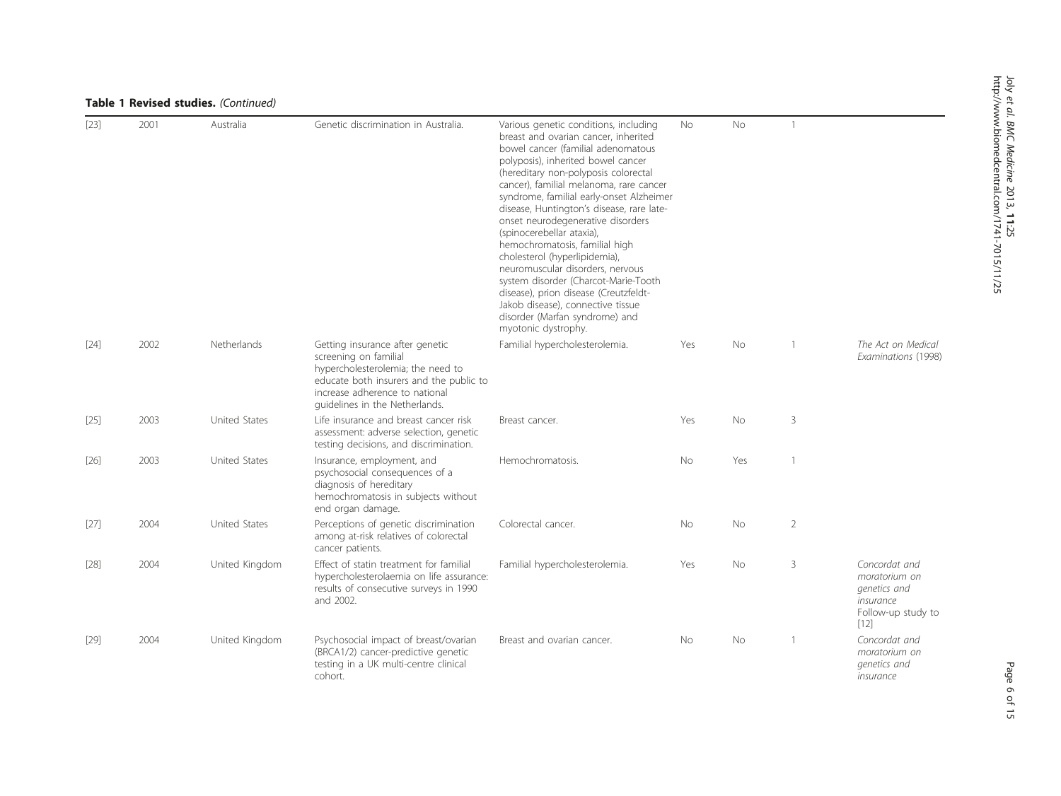**Table 1 Revised studies.** *(Continued)*

| | | | | | | | | |
|---|---|---|---|---|---|---|---|---|
| [23] | 2001 | Australia | Genetic discrimination in Australia. | Various genetic conditions, including breast and ovarian cancer, inherited bowel cancer (familial adenomatous polyposis), inherited bowel cancer (hereditary non-polyposis colorectal cancer), familial melanoma, rare cancer syndrome, familial early-onset Alzheimer disease, Huntington's disease, rare late-onset neurodegenerative disorders (spinocerebellar ataxia), hemochromatosis, familial high cholesterol (hyperlipidemia), neuromuscular disorders, nervous system disorder (Charcot-Marie-Tooth disease), prion disease (Creutzfeldt-Jakob disease), connective tissue disorder (Marfan syndrome) and myotonic dystrophy. | No | No | 1 | |
| [24] | 2002 | Netherlands | Getting insurance after genetic screening on familial hypercholesterolemia; the need to educate both insurers and the public to increase adherence to national guidelines in the Netherlands. | Familial hypercholesterolemia. | Yes | No | 1 | *The Act on Medical Examinations* (1998) |
| [25] | 2003 | United States | Life insurance and breast cancer risk assessment: adverse selection, genetic testing decisions, and discrimination. | Breast cancer. | Yes | No | 3 | |
| [26] | 2003 | United States | Insurance, employment, and psychosocial consequences of a diagnosis of hereditary hemochromatosis in subjects without end organ damage. | Hemochromatosis. | No | Yes | 1 | |
| [27] | 2004 | United States | Perceptions of genetic discrimination among at-risk relatives of colorectal cancer patients. | Colorectal cancer. | No | No | 2 | |
| [28] | 2004 | United Kingdom | Effect of statin treatment for familial hypercholesterolaemia on life assurance: results of consecutive surveys in 1990 and 2002. | Familial hypercholesterolemia. | Yes | No | 3 | *Concordat and moratorium on genetics and insurance* Follow-up study to [12] |
| [29] | 2004 | United Kingdom | Psychosocial impact of breast/ovarian (BRCA1/2) cancer-predictive genetic testing in a UK multi-centre clinical cohort. | Breast and ovarian cancer. | No | No | 1 | *Concordat and moratorium on genetics and insurance* |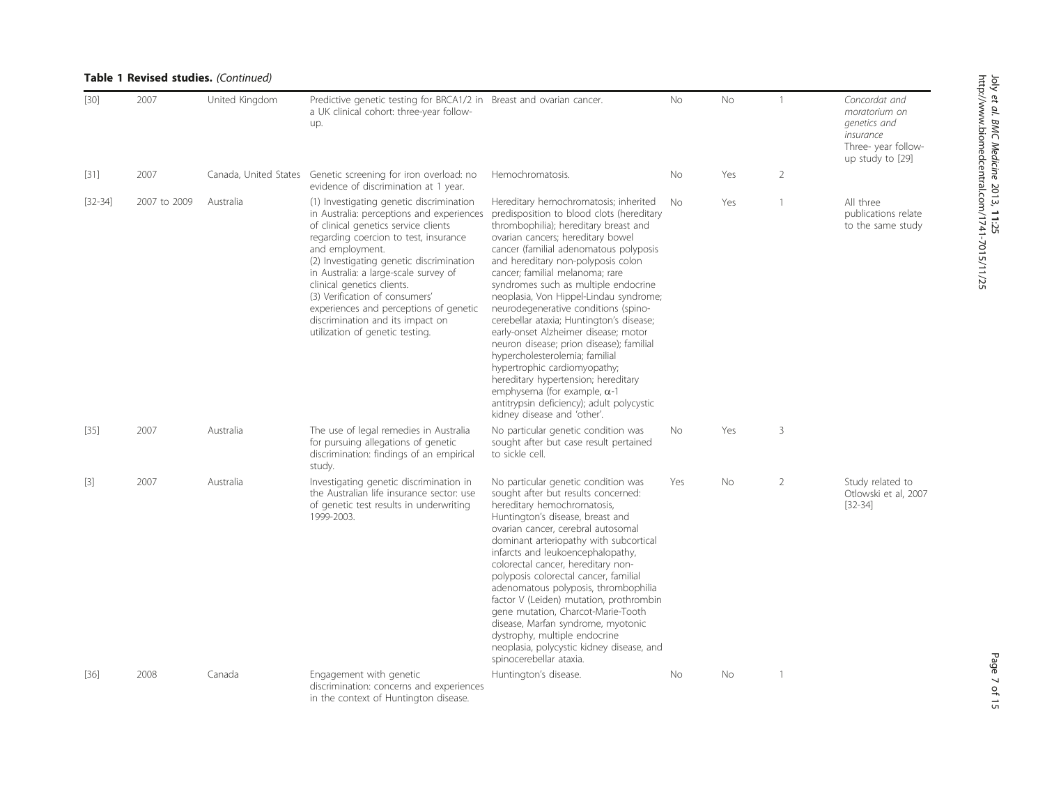**Table 1 Revised studies.** *(Continued)*

| | | | | | | | | |
|---|---|---|---|---|---|---|---|---|
| [30] | 2007 | United Kingdom | Predictive genetic testing for BRCA1/2 in a UK clinical cohort: three-year follow-up. | Breast and ovarian cancer. | No | No | 1 | *Concordat and moratorium on genetics and insurance* Three- year follow-up study to [29] |
| [31] | 2007 | Canada, United States | Genetic screening for iron overload: no evidence of discrimination at 1 year. | Hemochromatosis. | No | Yes | 2 | |
| [32-34] | 2007 to 2009 | Australia | (1) Investigating genetic discrimination in Australia: perceptions and experiences of clinical genetics service clients regarding coercion to test, insurance and employment. (2) Investigating genetic discrimination in Australia: a large-scale survey of clinical genetics clients. (3) Verification of consumers' experiences and perceptions of genetic discrimination and its impact on utilization of genetic testing. | Hereditary hemochromatosis; inherited predisposition to blood clots (hereditary thrombophilia); hereditary breast and ovarian cancers; hereditary bowel cancer (familial adenomatous polyposis and hereditary non-polyposis colon cancer; familial melanoma; rare syndromes such as multiple endocrine neoplasia, Von Hippel-Lindau syndrome; neurodegenerative conditions (spino-cerebellar ataxia; Huntington's disease; early-onset Alzheimer disease; motor neuron disease; prion disease); familial hypercholesterolemia; familial hypertrophic cardiomyopathy; hereditary hypertension; hereditary emphysema (for example, $\alpha$-1 antitrypsin deficiency); adult polycystic kidney disease and 'other'. | No | Yes | 1 | All three publications relate to the same study |
| [35] | 2007 | Australia | The use of legal remedies in Australia for pursuing allegations of genetic discrimination: findings of an empirical study. | No particular genetic condition was sought after but case result pertained to sickle cell. | No | Yes | 3 | |
| [3] | 2007 | Australia | Investigating genetic discrimination in the Australian life insurance sector: use of genetic test results in underwriting 1999-2003. | No particular genetic condition was sought after but results concerned: hereditary hemochromatosis, Huntington's disease, breast and ovarian cancer, cerebral autosomal dominant arteriopathy with subcortical infarcts and leukoencephalopathy, colorectal cancer, hereditary non-polyposis colorectal cancer, familial adenomatous polyposis, thrombophilia factor V (Leiden) mutation, prothrombin gene mutation, Charcot-Marie-Tooth disease, Marfan syndrome, myotonic dystrophy, multiple endocrine neoplasia, polycystic kidney disease, and spinocerebellar ataxia. | Yes | No | 2 | Study related to Otlowski et al, 2007 [32-34] |
| [36] | 2008 | Canada | Engagement with genetic discrimination: concerns and experiences in the context of Huntington disease. | Huntington's disease. | No | No | 1 | |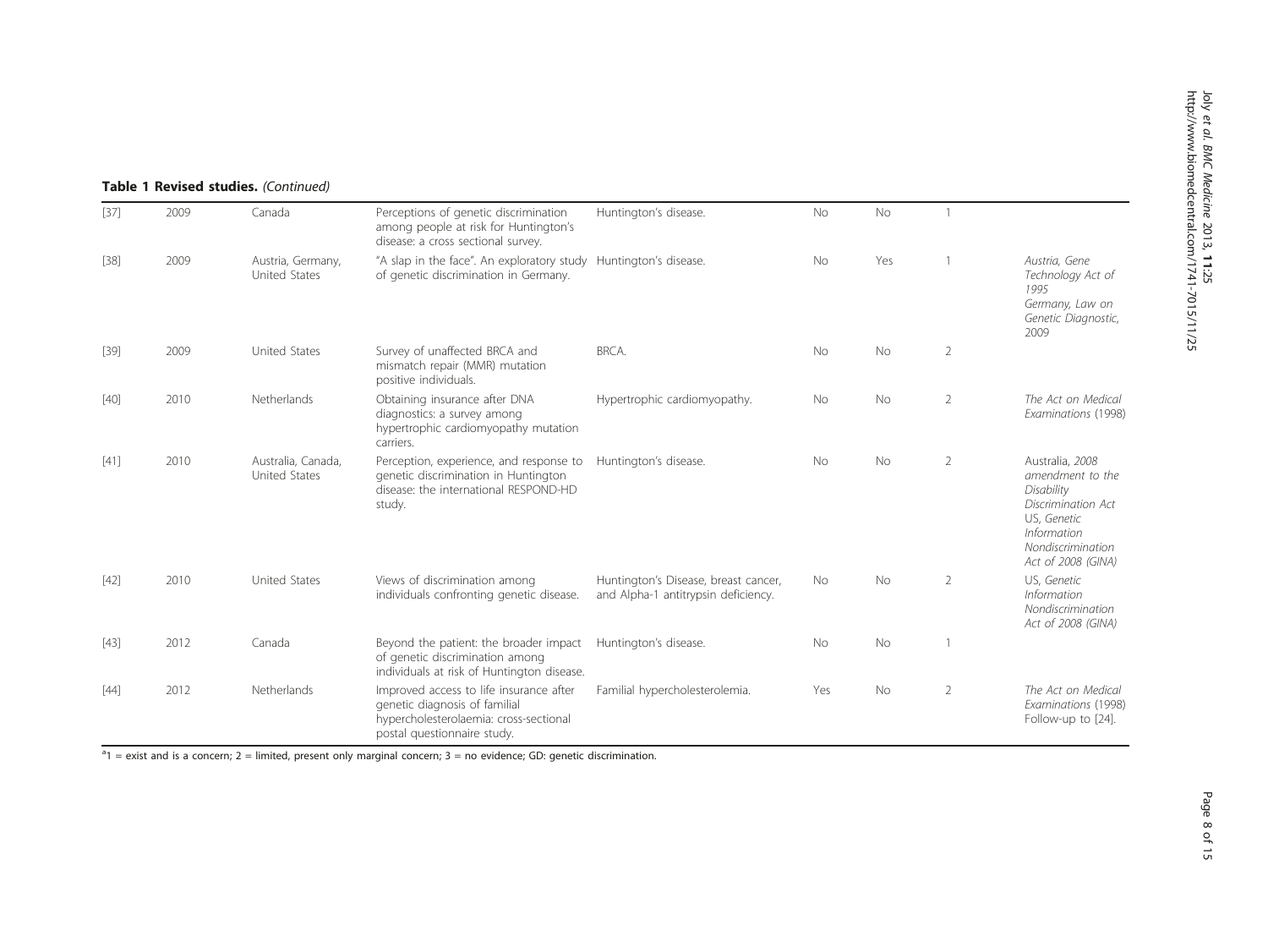**Table 1 Revised studies.** *(Continued)*

| | | | | | | | | |
|---|---|---|---|---|---|---|---|---|
| [37] | 2009 | Canada | Perceptions of genetic discrimination among people at risk for Huntington's disease: a cross sectional survey. | Huntington's disease. | No | No | 1 | |
| [38] | 2009 | Austria, Germany, United States | "A slap in the face". An exploratory study of genetic discrimination in Germany. | Huntington's disease. | No | Yes | 1 | *Austria, Gene Technology Act of 1995* *Germany, Law on Genetic Diagnostic,* 2009 |
| [39] | 2009 | United States | Survey of unaffected BRCA and mismatch repair (MMR) mutation positive individuals. | BRCA. | No | No | 2 | |
| [40] | 2010 | Netherlands | Obtaining insurance after DNA diagnostics: a survey among hypertrophic cardiomyopathy mutation carriers. | Hypertrophic cardiomyopathy. | No | No | 2 | *The Act on Medical Examinations* (1998) |
| [41] | 2010 | Australia, Canada, United States | Perception, experience, and response to genetic discrimination in Huntington disease: the international RESPOND-HD study. | Huntington's disease. | No | No | 2 | Australia, *2008 amendment to the Disability Discrimination Act* US, *Genetic Information Nondiscrimination Act of 2008 (GINA)* |
| [42] | 2010 | United States | Views of discrimination among individuals confronting genetic disease. | Huntington's Disease, breast cancer, and Alpha-1 antitrypsin deficiency. | No | No | 2 | US, *Genetic Information Nondiscrimination Act of 2008 (GINA)* |
| [43] | 2012 | Canada | Beyond the patient: the broader impact of genetic discrimination among individuals at risk of Huntington disease. | Huntington's disease. | No | No | 1 | |
| [44] | 2012 | Netherlands | Improved access to life insurance after genetic diagnosis of familial hypercholesterolaemia: cross-sectional postal questionnaire study. | Familial hypercholesterolemia. | Yes | No | 2 | *The Act on Medical Examinations* (1998) Follow-up to [24]. |

[a]1 = exist and is a concern; 2 = limited, present only marginal concern; 3 = no evidence; GD: genetic discrimination.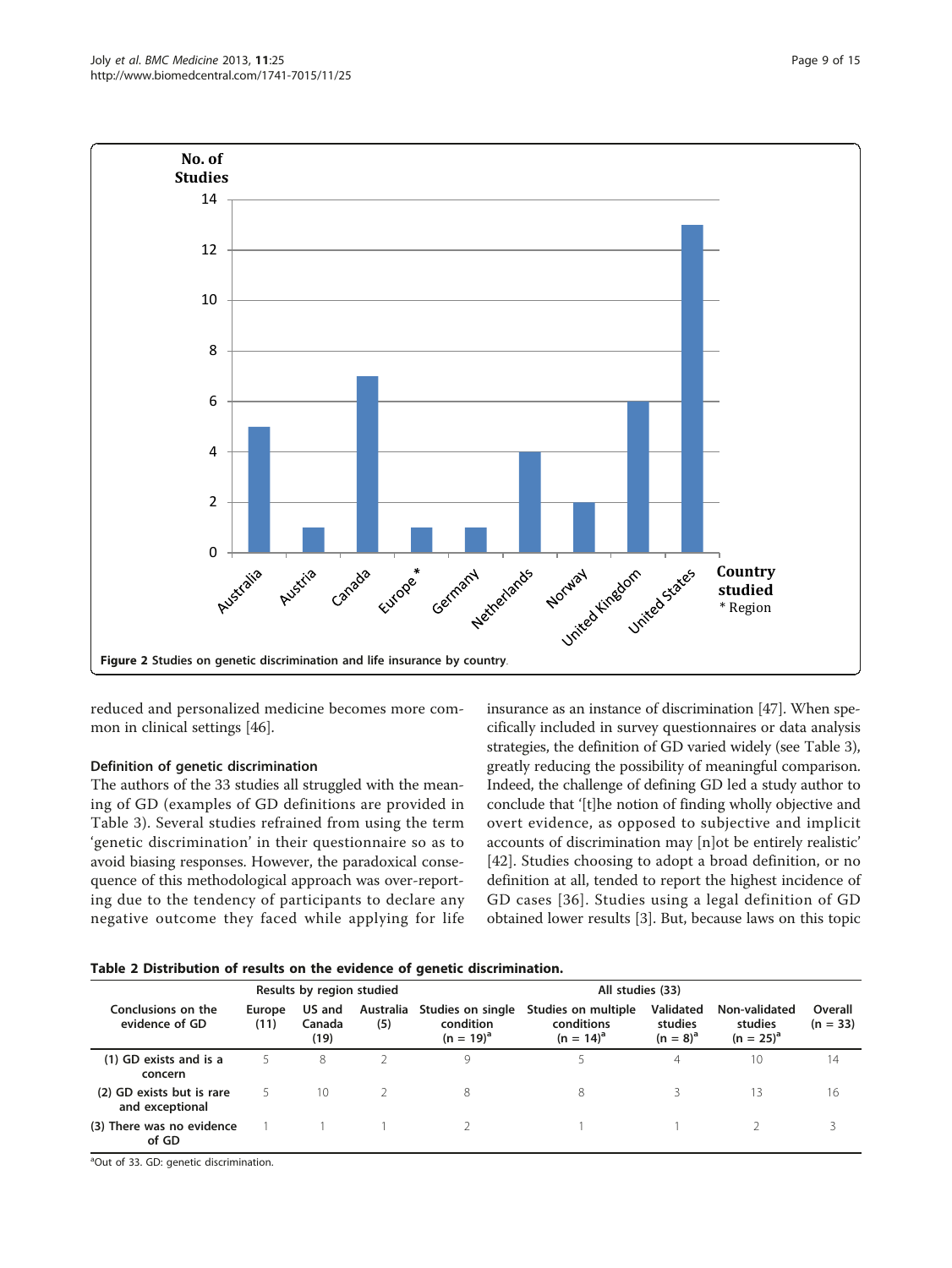Figure 2 Studies on genetic discrimination and life insurance by country.

reduced and personalized medicine becomes more common in clinical settings [46].

### Definition of genetic discrimination

The authors of the 33 studies all struggled with the meaning of GD (examples of GD definitions are provided in Table 3). Several studies refrained from using the term 'genetic discrimination' in their questionnaire so as to avoid biasing responses. However, the paradoxical consequence of this methodological approach was over-reporting due to the tendency of participants to declare any negative outcome they faced while applying for life insurance as an instance of discrimination [47]. When specifically included in survey questionnaires or data analysis strategies, the definition of GD varied widely (see Table 3), greatly reducing the possibility of meaningful comparison. Indeed, the challenge of defining GD led a study author to conclude that '[t]he notion of finding wholly objective and overt evidence, as opposed to subjective and implicit accounts of discrimination may [n]ot be entirely realistic' [42]. Studies choosing to adopt a broad definition, or no definition at all, tended to report the highest incidence of GD cases [36]. Studies using a legal definition of GD obtained lower results [3]. But, because laws on this topic

**Table 2 Distribution of results on the evidence of genetic discrimination.**

| Conclusions on the evidence of GD | Results by region studied | | | All studies (33) | | | | |
|---|---|---|---|---|---|---|---|---|
| | Europe (11) | US and Canada (19) | Australia (5) | Studies on single condition (n = 19)[a] | Studies on multiple conditions (n = 14)[a] | Validated studies (n = 8)[a] | Non-validated studies (n = 25)[a] | Overall (n = 33) |
| (1) GD exists and is a concern | 5 | 8 | 2 | 9 | 5 | 4 | 10 | 14 |
| (2) GD exists but is rare and exceptional | 5 | 10 | 2 | 8 | 8 | 3 | 13 | 16 |
| (3) There was no evidence of GD | 1 | 1 | 1 | 2 | 1 | 1 | 2 | 3 |

[a]Out of 33. GD: genetic discrimination.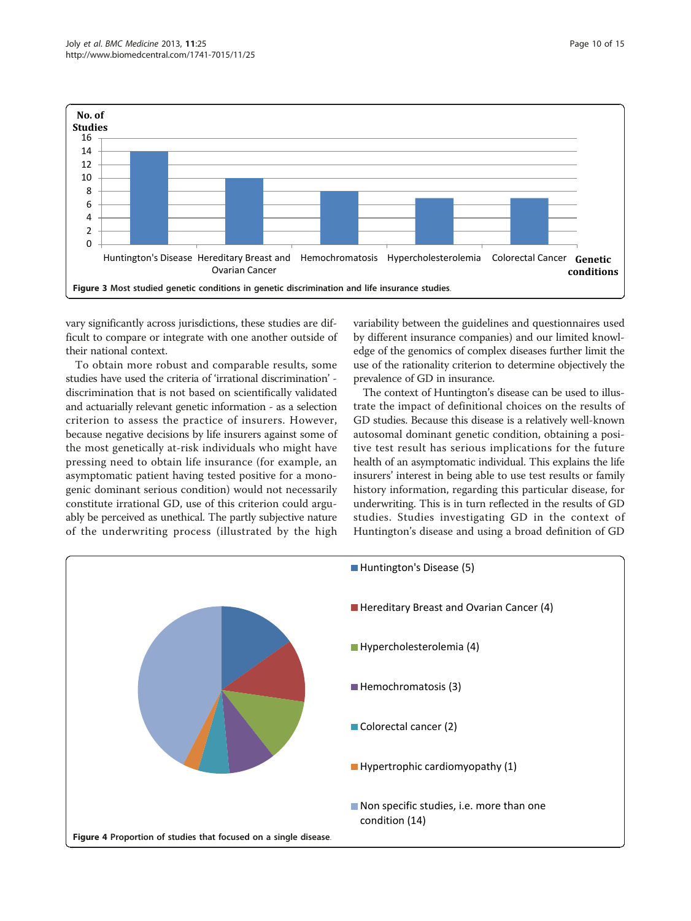Figure 3 Most studied genetic conditions in genetic discrimination and life insurance studies.

vary significantly across jurisdictions, these studies are difficult to compare or integrate with one another outside of their national context.

To obtain more robust and comparable results, some studies have used the criteria of 'irrational discrimination' - discrimination that is not based on scientifically validated and actuarially relevant genetic information - as a selection criterion to assess the practice of insurers. However, because negative decisions by life insurers against some of the most genetically at-risk individuals who might have pressing need to obtain life insurance (for example, an asymptomatic patient having tested positive for a monogenic dominant serious condition) would not necessarily constitute irrational GD, use of this criterion could arguably be perceived as unethical. The partly subjective nature of the underwriting process (illustrated by the high variability between the guidelines and questionnaires used by different insurance companies) and our limited knowledge of the genomics of complex diseases further limit the use of the rationality criterion to determine objectively the prevalence of GD in insurance.

The context of Huntington's disease can be used to illustrate the impact of definitional choices on the results of GD studies. Because this disease is a relatively well-known autosomal dominant genetic condition, obtaining a positive test result has serious implications for the future health of an asymptomatic individual. This explains the life insurers' interest in being able to use test results or family history information, regarding this particular disease, for underwriting. This is in turn reflected in the results of GD studies. Studies investigating GD in the context of Huntington's disease and using a broad definition of GD

Figure 4 Proportion of studies that focused on a single disease.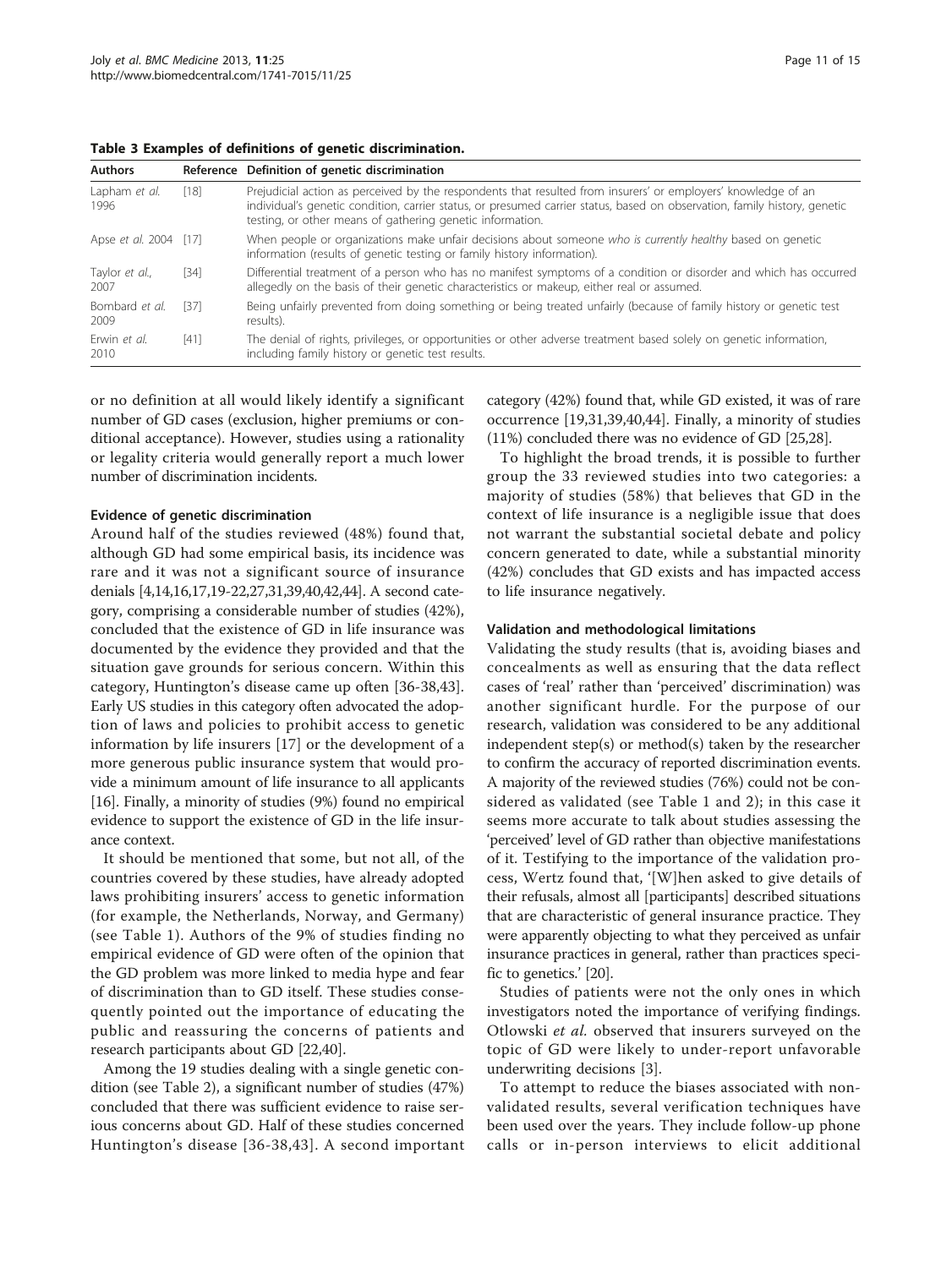**Table 3 Examples of definitions of genetic discrimination.**

| Authors | Reference | Definition of genetic discrimination |
| --- | --- | --- |
| Lapham *et al.* 1996 | [18] | Prejudicial action as perceived by the respondents that resulted from insurers' or employers' knowledge of an individual's genetic condition, carrier status, or presumed carrier status, based on observation, family history, genetic testing, or other means of gathering genetic information. |
| Apse *et al.* 2004 | [17] | When people or organizations make unfair decisions about someone *who is currently healthy* based on genetic information (results of genetic testing or family history information). |
| Taylor *et al.*, 2007 | [34] | Differential treatment of a person who has no manifest symptoms of a condition or disorder and which has occurred allegedly on the basis of their genetic characteristics or makeup, either real or assumed. |
| Bombard *et al.* 2009 | [37] | Being unfairly prevented from doing something or being treated unfairly (because of family history or genetic test results). |
| Erwin *et al.* 2010 | [41] | The denial of rights, privileges, or opportunities or other adverse treatment based solely on genetic information, including family history or genetic test results. |

or no definition at all would likely identify a significant number of GD cases (exclusion, higher premiums or conditional acceptance). However, studies using a rationality or legality criteria would generally report a much lower number of discrimination incidents.

#### Evidence of genetic discrimination

Around half of the studies reviewed (48%) found that, although GD had some empirical basis, its incidence was rare and it was not a significant source of insurance denials [4,14,16,17,19-22,27,31,39,40,42,44]. A second category, comprising a considerable number of studies (42%), concluded that the existence of GD in life insurance was documented by the evidence they provided and that the situation gave grounds for serious concern. Within this category, Huntington's disease came up often [36-38,43]. Early US studies in this category often advocated the adoption of laws and policies to prohibit access to genetic information by life insurers [17] or the development of a more generous public insurance system that would provide a minimum amount of life insurance to all applicants [16]. Finally, a minority of studies (9%) found no empirical evidence to support the existence of GD in the life insurance context.

It should be mentioned that some, but not all, of the countries covered by these studies, have already adopted laws prohibiting insurers' access to genetic information (for example, the Netherlands, Norway, and Germany) (see Table 1). Authors of the 9% of studies finding no empirical evidence of GD were often of the opinion that the GD problem was more linked to media hype and fear of discrimination than to GD itself. These studies consequently pointed out the importance of educating the public and reassuring the concerns of patients and research participants about GD [22,40].

Among the 19 studies dealing with a single genetic condition (see Table 2), a significant number of studies (47%) concluded that there was sufficient evidence to raise serious concerns about GD. Half of these studies concerned Huntington's disease [36-38,43]. A second important category (42%) found that, while GD existed, it was of rare occurrence [19,31,39,40,44]. Finally, a minority of studies (11%) concluded there was no evidence of GD [25,28].

To highlight the broad trends, it is possible to further group the 33 reviewed studies into two categories: a majority of studies (58%) that believes that GD in the context of life insurance is a negligible issue that does not warrant the substantial societal debate and policy concern generated to date, while a substantial minority (42%) concludes that GD exists and has impacted access to life insurance negatively.

#### Validation and methodological limitations

Validating the study results (that is, avoiding biases and concealments as well as ensuring that the data reflect cases of 'real' rather than 'perceived' discrimination) was another significant hurdle. For the purpose of our research, validation was considered to be any additional independent step(s) or method(s) taken by the researcher to confirm the accuracy of reported discrimination events. A majority of the reviewed studies (76%) could not be considered as validated (see Table 1 and 2); in this case it seems more accurate to talk about studies assessing the 'perceived' level of GD rather than objective manifestations of it. Testifying to the importance of the validation process, Wertz found that, '[W]hen asked to give details of their refusals, almost all [participants] described situations that are characteristic of general insurance practice. They were apparently objecting to what they perceived as unfair insurance practices in general, rather than practices specific to genetics.' [20].

Studies of patients were not the only ones in which investigators noted the importance of verifying findings. Otlowski *et al.* observed that insurers surveyed on the topic of GD were likely to under-report unfavorable underwriting decisions [3].

To attempt to reduce the biases associated with non-validated results, several verification techniques have been used over the years. They include follow-up phone calls or in-person interviews to elicit additional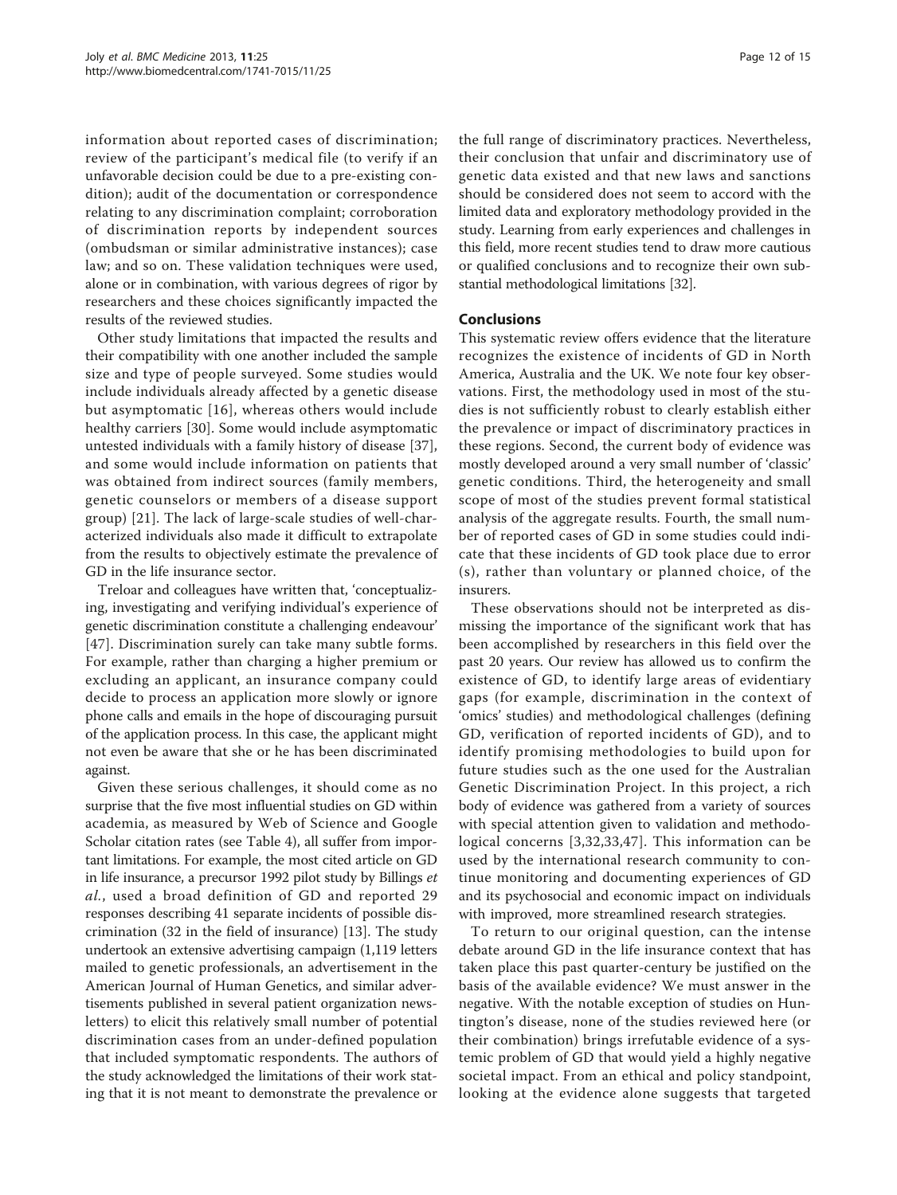information about reported cases of discrimination; review of the participant's medical file (to verify if an unfavorable decision could be due to a pre-existing condition); audit of the documentation or correspondence relating to any discrimination complaint; corroboration of discrimination reports by independent sources (ombudsman or similar administrative instances); case law; and so on. These validation techniques were used, alone or in combination, with various degrees of rigor by researchers and these choices significantly impacted the results of the reviewed studies.

Other study limitations that impacted the results and their compatibility with one another included the sample size and type of people surveyed. Some studies would include individuals already affected by a genetic disease but asymptomatic [16], whereas others would include healthy carriers [30]. Some would include asymptomatic untested individuals with a family history of disease [37], and some would include information on patients that was obtained from indirect sources (family members, genetic counselors or members of a disease support group) [21]. The lack of large-scale studies of well-characterized individuals also made it difficult to extrapolate from the results to objectively estimate the prevalence of GD in the life insurance sector.

Treloar and colleagues have written that, 'conceptualizing, investigating and verifying individual's experience of genetic discrimination constitute a challenging endeavour' [47]. Discrimination surely can take many subtle forms. For example, rather than charging a higher premium or excluding an applicant, an insurance company could decide to process an application more slowly or ignore phone calls and emails in the hope of discouraging pursuit of the application process. In this case, the applicant might not even be aware that she or he has been discriminated against.

Given these serious challenges, it should come as no surprise that the five most influential studies on GD within academia, as measured by Web of Science and Google Scholar citation rates (see Table 4), all suffer from important limitations. For example, the most cited article on GD in life insurance, a precursor 1992 pilot study by Billings *et al.*, used a broad definition of GD and reported 29 responses describing 41 separate incidents of possible discrimination (32 in the field of insurance) [13]. The study undertook an extensive advertising campaign (1,119 letters mailed to genetic professionals, an advertisement in the American Journal of Human Genetics, and similar advertisements published in several patient organization newsletters) to elicit this relatively small number of potential discrimination cases from an under-defined population that included symptomatic respondents. The authors of the study acknowledged the limitations of their work stating that it is not meant to demonstrate the prevalence or the full range of discriminatory practices. Nevertheless, their conclusion that unfair and discriminatory use of genetic data existed and that new laws and sanctions should be considered does not seem to accord with the limited data and exploratory methodology provided in the study. Learning from early experiences and challenges in this field, more recent studies tend to draw more cautious or qualified conclusions and to recognize their own substantial methodological limitations [32].

## Conclusions

This systematic review offers evidence that the literature recognizes the existence of incidents of GD in North America, Australia and the UK. We note four key observations. First, the methodology used in most of the studies is not sufficiently robust to clearly establish either the prevalence or impact of discriminatory practices in these regions. Second, the current body of evidence was mostly developed around a very small number of 'classic' genetic conditions. Third, the heterogeneity and small scope of most of the studies prevent formal statistical analysis of the aggregate results. Fourth, the small number of reported cases of GD in some studies could indicate that these incidents of GD took place due to error (s), rather than voluntary or planned choice, of the insurers.

These observations should not be interpreted as dismissing the importance of the significant work that has been accomplished by researchers in this field over the past 20 years. Our review has allowed us to confirm the existence of GD, to identify large areas of evidentiary gaps (for example, discrimination in the context of 'omics' studies) and methodological challenges (defining GD, verification of reported incidents of GD), and to identify promising methodologies to build upon for future studies such as the one used for the Australian Genetic Discrimination Project. In this project, a rich body of evidence was gathered from a variety of sources with special attention given to validation and methodological concerns [3,32,33,47]. This information can be used by the international research community to continue monitoring and documenting experiences of GD and its psychosocial and economic impact on individuals with improved, more streamlined research strategies.

To return to our original question, can the intense debate around GD in the life insurance context that has taken place this past quarter-century be justified on the basis of the available evidence? We must answer in the negative. With the notable exception of studies on Huntington's disease, none of the studies reviewed here (or their combination) brings irrefutable evidence of a systemic problem of GD that would yield a highly negative societal impact. From an ethical and policy standpoint, looking at the evidence alone suggests that targeted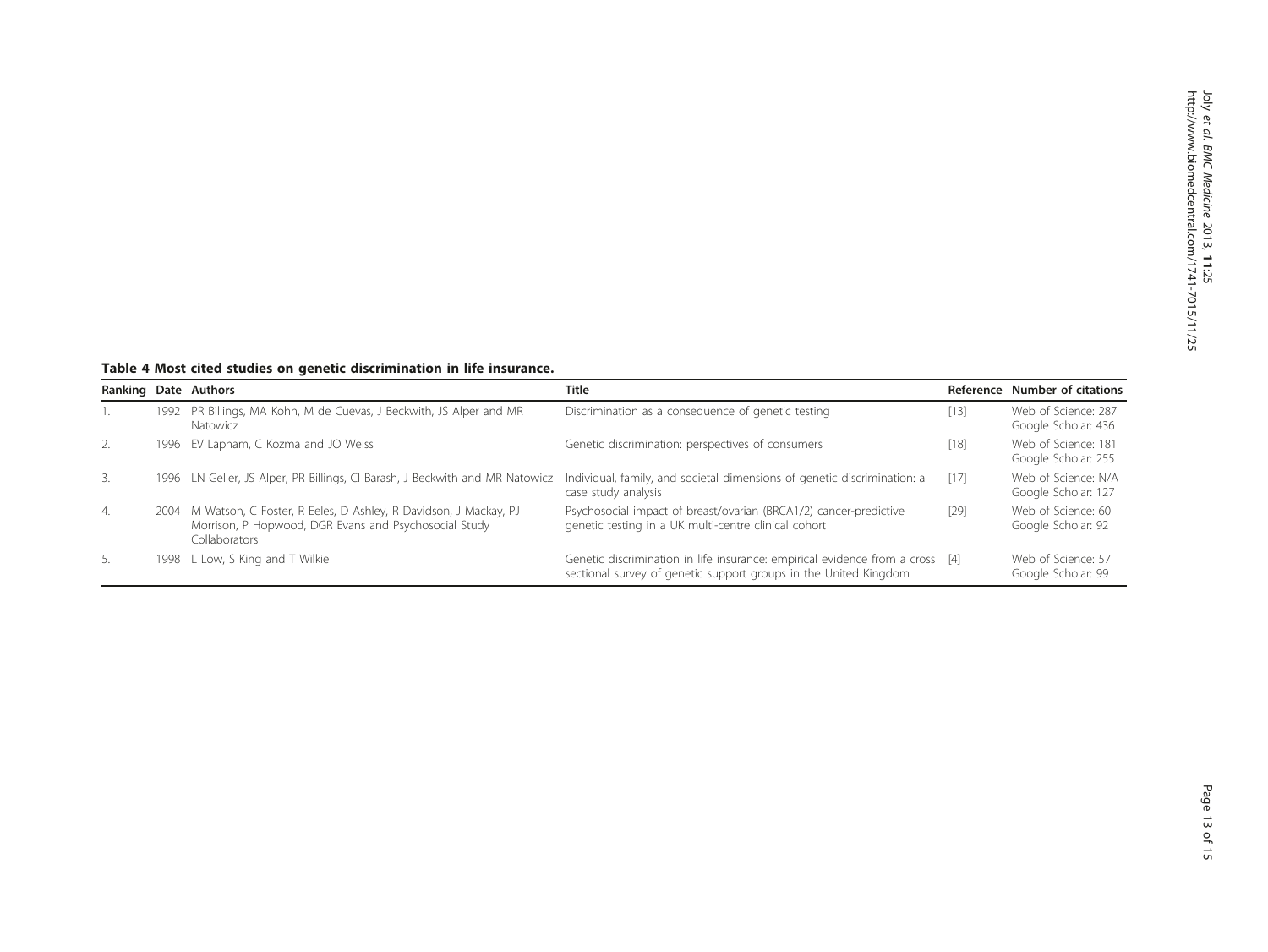**Table 4 Most cited studies on genetic discrimination in life insurance.**

| Ranking | Date | Authors | Title | Reference | Number of citations |
|---|---|---|---|---|---|
| 1. | 1992 | PR Billings, MA Kohn, M de Cuevas, J Beckwith, JS Alper and MR Natowicz | Discrimination as a consequence of genetic testing | [13] | Web of Science: 287 Google Scholar: 436 |
| 2. | 1996 | EV Lapham, C Kozma and JO Weiss | Genetic discrimination: perspectives of consumers | [18] | Web of Science: 181 Google Scholar: 255 |
| 3. | 1996 | LN Geller, JS Alper, PR Billings, CI Barash, J Beckwith and MR Natowicz | Individual, family, and societal dimensions of genetic discrimination: a case study analysis | [17] | Web of Science: N/A Google Scholar: 127 |
| 4. | 2004 | M Watson, C Foster, R Eeles, D Ashley, R Davidson, J Mackay, PJ Morrison, P Hopwood, DGR Evans and Psychosocial Study Collaborators | Psychosocial impact of breast/ovarian (BRCA1/2) cancer-predictive genetic testing in a UK multi-centre clinical cohort | [29] | Web of Science: 60 Google Scholar: 92 |
| 5. | 1998 | L Low, S King and T Wilkie | Genetic discrimination in life insurance: empirical evidence from a cross sectional survey of genetic support groups in the United Kingdom | [4] | Web of Science: 57 Google Scholar: 99 |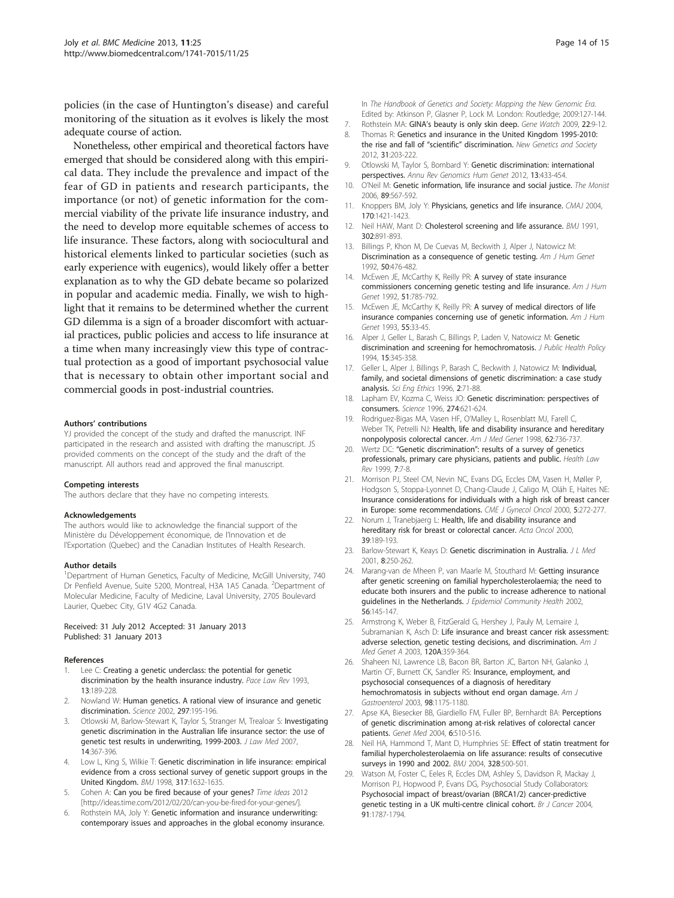policies (in the case of Huntington's disease) and careful monitoring of the situation as it evolves is likely the most adequate course of action.

Nonetheless, other empirical and theoretical factors have emerged that should be considered along with this empirical data. They include the prevalence and impact of the fear of GD in patients and research participants, the importance (or not) of genetic information for the commercial viability of the private life insurance industry, and the need to develop more equitable schemes of access to life insurance. These factors, along with sociocultural and historical elements linked to particular societies (such as early experience with eugenics), would likely offer a better explanation as to why the GD debate became so polarized in popular and academic media. Finally, we wish to highlight that it remains to be determined whether the current GD dilemma is a sign of a broader discomfort with actuarial practices, public policies and access to life insurance at a time when many increasingly view this type of contractual protection as a good of important psychosocial value that is necessary to obtain other important social and commercial goods in post-industrial countries.

#### Authors' contributions

YJ provided the concept of the study and drafted the manuscript. INF participated in the research and assisted with drafting the manuscript. JS provided comments on the concept of the study and the draft of the manuscript. All authors read and approved the final manuscript.

#### Competing interests

The authors declare that they have no competing interests.

#### Acknowledgements

The authors would like to acknowledge the financial support of the Ministère du Développement économique, de l'Innovation et de l'Exportation (Quebec) and the Canadian Institutes of Health Research.

#### Author details

[1]Department of Human Genetics, Faculty of Medicine, McGill University, 740 Dr Penfield Avenue, Suite 5200, Montreal, H3A 1A5 Canada. [2]Department of Molecular Medicine, Faculty of Medicine, Laval University, 2705 Boulevard Laurier, Quebec City, G1V 4G2 Canada.

Received: 31 July 2012 Accepted: 31 January 2013
Published: 31 January 2013

#### References

1. Lee C: **Creating a genetic underclass: the potential for genetic discrimination by the health insurance industry.** *Pace Law Rev* 1993, **13**:189-228.
2. Nowland W: **Human genetics. A rational view of insurance and genetic discrimination.** *Science* 2002, **297**:195-196.
3. Otlowski M, Barlow-Stewart K, Taylor S, Stranger M, Trealoar S: **Investigating genetic discrimination in the Australian life insurance sector: the use of genetic test results in underwriting, 1999-2003.** *J Law Med* 2007, **14**:367-396.
4. Low L, King S, Wilkie T: **Genetic discrimination in life insurance: empirical evidence from a cross sectional survey of genetic support groups in the United Kingdom.** *BMJ* 1998, **317**:1632-1635.
5. Cohen A: **Can you be fired because of your genes?** *Time Ideas* 2012 [http://ideas.time.com/2012/02/20/can-you-be-fired-for-your-genes/].
6. Rothstein MA, Joly Y: **Genetic information and insurance underwriting: contemporary issues and approaches in the global economy insurance.** In *The Handbook of Genetics and Society: Mapping the New Genomic Era.* Edited by: Atkinson P, Glasner P, Lock M. London: Routledge; 2009:127-144.
7. Rothstein MA: **GINA's beauty is only skin deep.** *Gene Watch* 2009, **22**:9-12.
8. Thomas R: **Genetics and insurance in the United Kingdom 1995-2010: the rise and fall of "scientific" discrimination.** *New Genetics and Society* 2012, **31**:203-222.
9. Otlowski M, Taylor S, Bombard Y: **Genetic discrimination: international perspectives.** *Annu Rev Genomics Hum Genet* 2012, **13**:433-454.
10. O'Neil M: **Genetic information, life insurance and social justice.** *The Monist* 2006, **89**:567-592.
11. Knoppers BM, Joly Y: **Physicians, genetics and life insurance.** *CMAJ* 2004, **170**:1421-1423.
12. Neil HAW, Mant D: **Cholesterol screening and life assurance.** *BMJ* 1991, **302**:891-893.
13. Billings P, Khon M, De Cuevas M, Beckwith J, Alper J, Natowicz M: **Discrimination as a consequence of genetic testing.** *Am J Hum Genet* 1992, **50**:476-482.
14. McEwen JE, McCarthy K, Reilly PR: **A survey of state insurance commissioners concerning genetic testing and life insurance.** *Am J Hum Genet* 1992, **51**:785-792.
15. McEwen JE, McCarthy K, Reilly PR: **A survey of medical directors of life insurance companies concerning use of genetic information.** *Am J Hum Genet* 1993, **55**:33-45.
16. Alper J, Geller L, Barash C, Billings P, Laden V, Natowicz M: **Genetic discrimination and screening for hemochromatosis.** *J Public Health Policy* 1994, **15**:345-358.
17. Geller L, Alper J, Billings P, Barash C, Beckwith J, Natowicz M: **Individual, family, and societal dimensions of genetic discrimination: a case study analysis.** *Sci Eng Ethics* 1996, **2**:71-88.
18. Lapham EV, Kozma C, Weiss JO: **Genetic discrimination: perspectives of consumers.** *Science* 1996, **274**:621-624.
19. Rodriguez-Bigas MA, Vasen HF, O'Malley L, Rosenblatt MJ, Farell C, Weber TK, Petrelli NJ: **Health, life and disability insurance and hereditary nonpolyposis colorectal cancer.** *Am J Med Genet* 1998, **62**:736-737.
20. Wertz DC: **"Genetic discrimination": results of a survey of genetics professionals, primary care physicians, patients and public.** *Health Law Rev* 1999, **7**:7-8.
21. Morrison PJ, Steel CM, Nevin NC, Evans DG, Eccles DM, Vasen H, Møller P, Hodgson S, Stoppa-Lyonnet D, Chang-Claude J, Caligo M, Oláh E, Haites NE: **Insurance considerations for individuals with a high risk of breast cancer in Europe: some recommendations.** *CME J Gynecol Oncol* 2000, **5**:272-277.
22. Norum J, Tranebjaerg L: **Health, life and disability insurance and hereditary risk for breast or colorectal cancer.** *Acta Oncol* 2000, **39**:189-193.
23. Barlow-Stewart K, Keays D: **Genetic discrimination in Australia.** *J L Med* 2001, **8**:250-262.
24. Marang-van de Mheen P, van Maarle M, Stouthard M: **Getting insurance after genetic screening on familial hypercholesterolaemia; the need to educate both insurers and the public to increase adherence to national guidelines in the Netherlands.** *J Epidemiol Community Health* 2002, **56**:145-147.
25. Armstrong K, Weber B, FitzGerald G, Hershey J, Pauly M, Lemaire J, Subramanian K, Asch D: **Life insurance and breast cancer risk assessment: adverse selection, genetic testing decisions, and discrimination.** *Am J Med Genet A* 2003, **120A**:359-364.
26. Shaheen NJ, Lawrence LB, Bacon BR, Barton JC, Barton NH, Galanko J, Martin CF, Burnett CK, Sandler RS: **Insurance, employment, and psychosocial consequences of a diagnosis of hereditary hemochromatosis in subjects without end organ damage.** *Am J Gastroenterol* 2003, **98**:1175-1180.
27. Apse KA, Biesecker BB, Giardiello FM, Fuller BP, Bernhardt BA: **Perceptions of genetic discrimination among at-risk relatives of colorectal cancer patients.** *Genet Med* 2004, **6**:510-516.
28. Neil HA, Hammond T, Mant D, Humphries SE: **Effect of statin treatment for familial hypercholesterolaemia on life assurance: results of consecutive surveys in 1990 and 2002.** *BMJ* 2004, **328**:500-501.
29. Watson M, Foster C, Eeles R, Eccles DM, Ashley S, Davidson R, Mackay J, Morrison PJ, Hopwood P, Evans DG, Psychosocial Study Collaborators: **Psychosocial impact of breast/ovarian (BRCA1/2) cancer-predictive genetic testing in a UK multi-centre clinical cohort.** *Br J Cancer* 2004, **91**:1787-1794.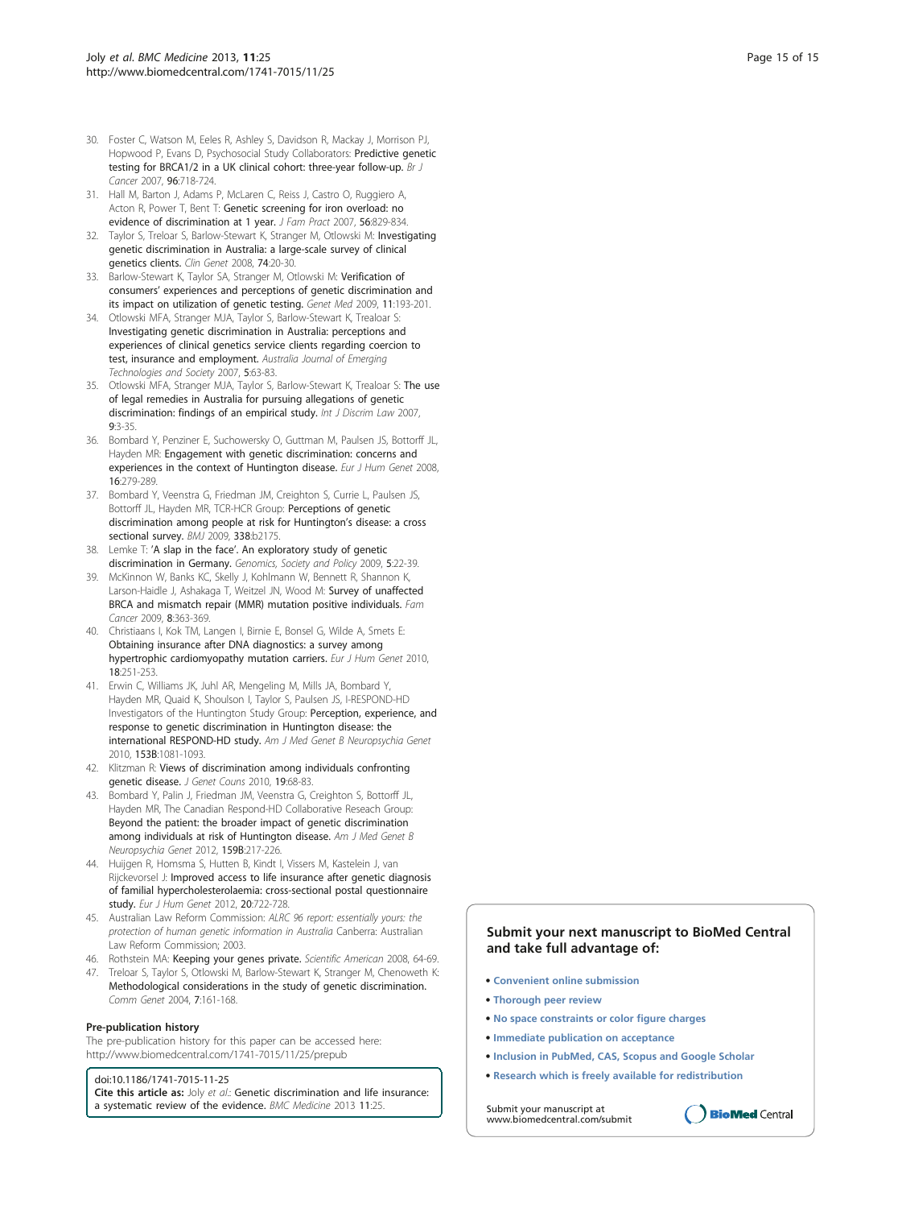30. Foster C, Watson M, Eeles R, Ashley S, Davidson R, Mackay J, Morrison PJ, Hopwood P, Evans D, Psychosocial Study Collaborators: **Predictive genetic testing for BRCA1/2 in a UK clinical cohort: three-year follow-up.** *Br J Cancer* 2007, **96**:718-724.
31. Hall M, Barton J, Adams P, McLaren C, Reiss J, Castro O, Ruggiero A, Acton R, Power T, Bent T: **Genetic screening for iron overload: no evidence of discrimination at 1 year.** *J Fam Pract* 2007, **56**:829-834.
32. Taylor S, Treloar S, Barlow-Stewart K, Stranger M, Otlowski M: **Investigating genetic discrimination in Australia: a large-scale survey of clinical genetics clients.** *Clin Genet* 2008, **74**:20-30.
33. Barlow-Stewart K, Taylor SA, Stranger M, Otlowski M: **Verification of consumers' experiences and perceptions of genetic discrimination and its impact on utilization of genetic testing.** *Genet Med* 2009, **11**:193-201.
34. Otlowski MFA, Stranger MJA, Taylor S, Barlow-Stewart K, Trealoar S: **Investigating genetic discrimination in Australia: perceptions and experiences of clinical genetics service clients regarding coercion to test, insurance and employment.** *Australia Journal of Emerging Technologies and Society* 2007, **5**:63-83.
35. Otlowski MFA, Stranger MJA, Taylor S, Barlow-Stewart K, Trealoar S: **The use of legal remedies in Australia for pursuing allegations of genetic discrimination: findings of an empirical study.** *Int J Discrim Law* 2007, **9**:3-35.
36. Bombard Y, Penziner E, Suchowersky O, Guttman M, Paulsen JS, Bottorff JL, Hayden MR: **Engagement with genetic discrimination: concerns and experiences in the context of Huntington disease.** *Eur J Hum Genet* 2008, **16**:279-289.
37. Bombard Y, Veenstra G, Friedman JM, Creighton S, Currie L, Paulsen JS, Bottorff JL, Hayden MR, TCR-HCR Group: **Perceptions of genetic discrimination among people at risk for Huntington's disease: a cross sectional survey.** *BMJ* 2009, **338**:b2175.
38. Lemke T: **'A slap in the face'. An exploratory study of genetic discrimination in Germany.** *Genomics, Society and Policy* 2009, **5**:22-39.
39. McKinnon W, Banks KC, Skelly J, Kohlmann W, Bennett R, Shannon K, Larson-Haidle J, Ashakaga T, Weitzel JN, Wood M: **Survey of unaffected BRCA and mismatch repair (MMR) mutation positive individuals.** *Fam Cancer* 2009, **8**:363-369.
40. Christiaans I, Kok TM, Langen I, Birnie E, Bonsel G, Wilde A, Smets E: **Obtaining insurance after DNA diagnostics: a survey among hypertrophic cardiomyopathy mutation carriers.** *Eur J Hum Genet* 2010, **18**:251-253.
41. Erwin C, Williams JK, Juhl AR, Mengeling M, Mills JA, Bombard Y, Hayden MR, Quaid K, Shoulson I, Taylor S, Paulsen JS, I-RESPOND-HD Investigators of the Huntington Study Group: **Perception, experience, and response to genetic discrimination in Huntington disease: the international RESPOND-HD study.** *Am J Med Genet B Neuropsychia Genet* 2010, **153B**:1081-1093.
42. Klitzman R: **Views of discrimination among individuals confronting genetic disease.** *J Genet Couns* 2010, **19**:68-83.
43. Bombard Y, Palin J, Friedman JM, Veenstra G, Creighton S, Bottorff JL, Hayden MR, The Canadian Respond-HD Collaborative Reseach Group: **Beyond the patient: the broader impact of genetic discrimination among individuals at risk of Huntington disease.** *Am J Med Genet B Neuropsychia Genet* 2012, **159B**:217-226.
44. Huijgen R, Homsma S, Hutten B, Kindt I, Vissers M, Kastelein J, van Rijckevorsel J: **Improved access to life insurance after genetic diagnosis of familial hypercholesterolaemia: cross-sectional postal questionnaire study.** *Eur J Hum Genet* 2012, **20**:722-728.
45. Australian Law Reform Commission: *ALRC 96 report: essentially yours: the protection of human genetic information in Australia* Canberra: Australian Law Reform Commission; 2003.
46. Rothstein MA: **Keeping your genes private.** *Scientific American* 2008, 64-69.
47. Treloar S, Taylor S, Otlowski M, Barlow-Stewart K, Stranger M, Chenoweth K: **Methodological considerations in the study of genetic discrimination.** *Comm Genet* 2004, **7**:161-168.

### Pre-publication history

The pre-publication history for this paper can be accessed here: http://www.biomedcentral.com/1741-7015/11/25/prepub

doi:10.1186/1741-7015-11-25

**Cite this article as:** Joly *et al.*: Genetic discrimination and life insurance: a systematic review of the evidence. *BMC Medicine* 2013 **11**:25.